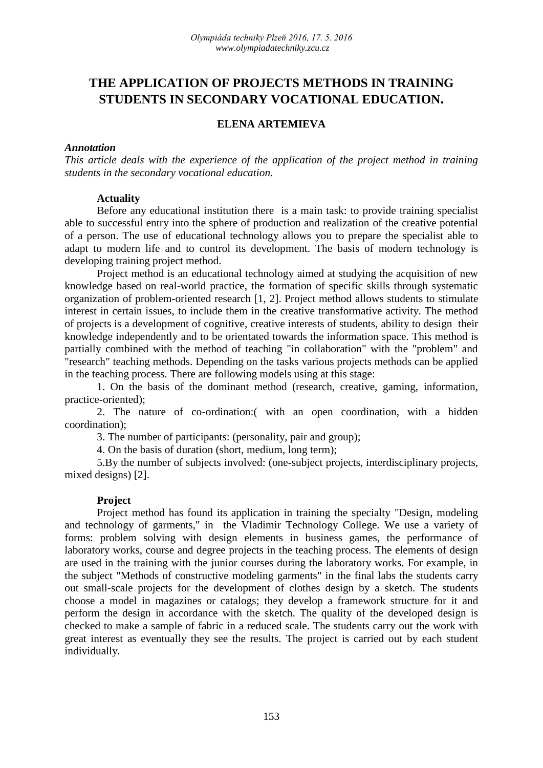# THE APPLICATION OF PROJECTS METHODS IN TRAINING STUDENTS IN SECONDARY VOCATIONAL EDUCATION.

**ELENA ARTEMIEVA**

***Annotation***

*This article deals with the experience of the application of the project method in training students in the secondary vocational education.*

**Actuality**

Before any educational institution there is a main task: to provide training specialist able to successful entry into the sphere of production and realization of the creative potential of a person. The use of educational technology allows you to prepare the specialist able to adapt to modern life and to control its development. The basis of modern technology is developing training project method.

Project method is an educational technology aimed at studying the acquisition of new knowledge based on real-world practice, the formation of specific skills through systematic organization of problem-oriented research [1, 2]. Project method allows students to stimulate interest in certain issues, to include them in the creative transformative activity. The method of projects is a development of cognitive, creative interests of students, ability to design their knowledge independently and to be orientated towards the information space. This method is partially combined with the method of teaching "in collaboration" with the "problem" and "research" teaching methods. Depending on the tasks various projects methods can be applied in the teaching process. There are following models using at this stage:

1. On the basis of the dominant method (research, creative, gaming, information, practice-oriented);
2. The nature of co-ordination:( with an open coordination, with a hidden coordination);
3. The number of participants: (personality, pair and group);
4. On the basis of duration (short, medium, long term);
5. By the number of subjects involved: (one-subject projects, interdisciplinary projects, mixed designs) [2].

**Project**

Project method has found its application in training the specialty "Design, modeling and technology of garments," in the Vladimir Technology College. We use a variety of forms: problem solving with design elements in business games, the performance of laboratory works, course and degree projects in the teaching process. The elements of design are used in the training with the junior courses during the laboratory works. For example, in the subject "Methods of constructive modeling garments" in the final labs the students carry out small-scale projects for the development of clothes design by a sketch. The students choose a model in magazines or catalogs; they develop a framework structure for it and perform the design in accordance with the sketch. The quality of the developed design is checked to make a sample of fabric in a reduced scale. The students carry out the work with great interest as eventually they see the results. The project is carried out by each student individually.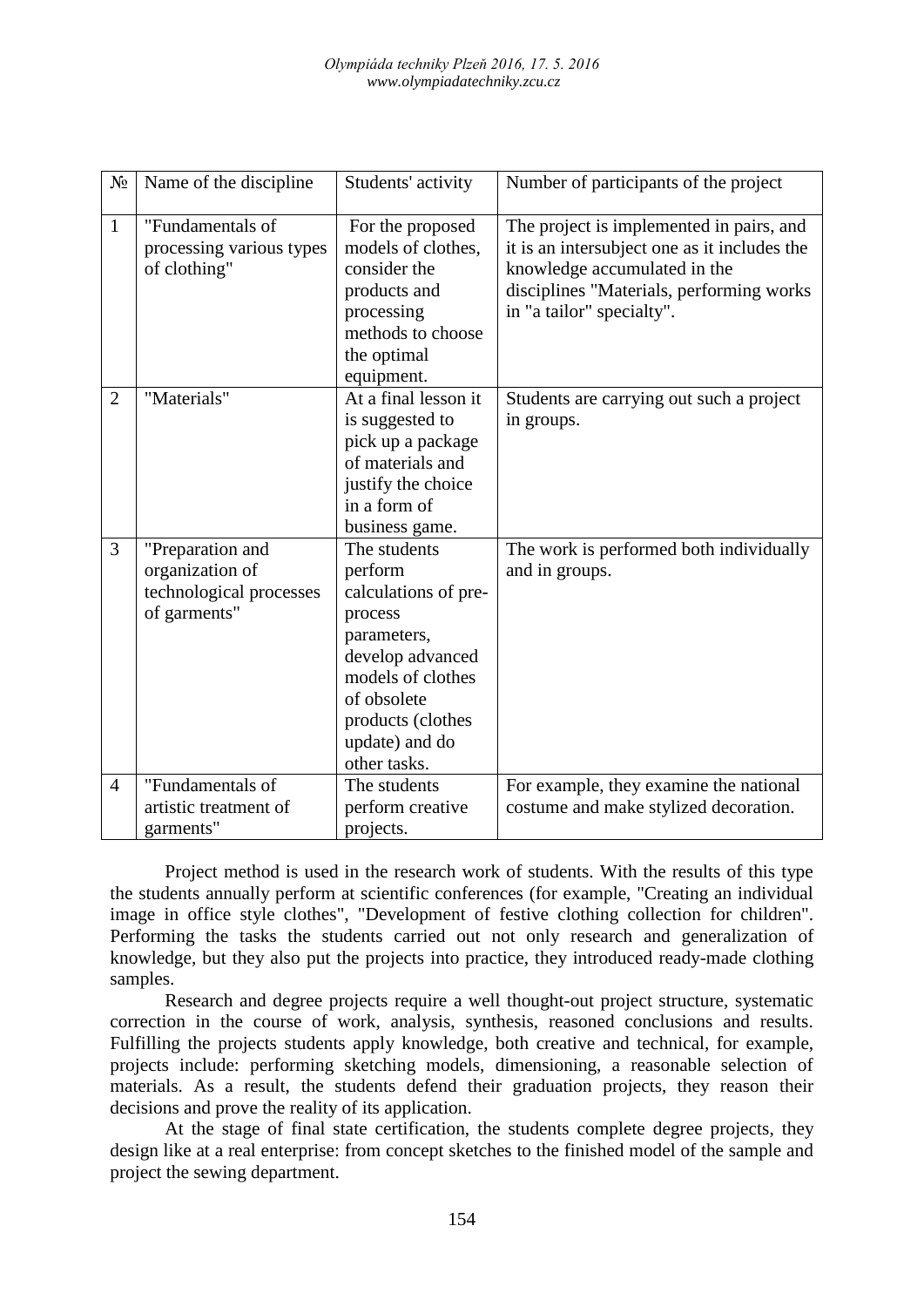| № | Name of the discipline | Students' activity | Number of participants of the project |
|---|---|---|---|
| 1 | "Fundamentals of processing various types of clothing" | For the proposed models of clothes, consider the products and processing methods to choose the optimal equipment. | The project is implemented in pairs, and it is an intersubject one as it includes the knowledge accumulated in the disciplines "Materials, performing works in "a tailor" specialty". |
| 2 | "Materials" | At a final lesson it is suggested to pick up a package of materials and justify the choice in a form of business game. | Students are carrying out such a project in groups. |
| 3 | "Preparation and organization of technological processes of garments" | The students perform calculations of pre-process parameters, develop advanced models of clothes of obsolete products (clothes update) and do other tasks. | The work is performed both individually and in groups. |
| 4 | "Fundamentals of artistic treatment of garments" | The students perform creative projects. | For example, they examine the national costume and make stylized decoration. |

Project method is used in the research work of students. With the results of this type the students annually perform at scientific conferences (for example, "Creating an individual image in office style clothes", "Development of festive clothing collection for children". Performing the tasks the students carried out not only research and generalization of knowledge, but they also put the projects into practice, they introduced ready-made clothing samples.

Research and degree projects require a well thought-out project structure, systematic correction in the course of work, analysis, synthesis, reasoned conclusions and results. Fulfilling the projects students apply knowledge, both creative and technical, for example, projects include: performing sketching models, dimensioning, a reasonable selection of materials. As a result, the students defend their graduation projects, they reason their decisions and prove the reality of its application.

At the stage of final state certification, the students complete degree projects, they design like at a real enterprise: from concept sketches to the finished model of the sample and project the sewing department.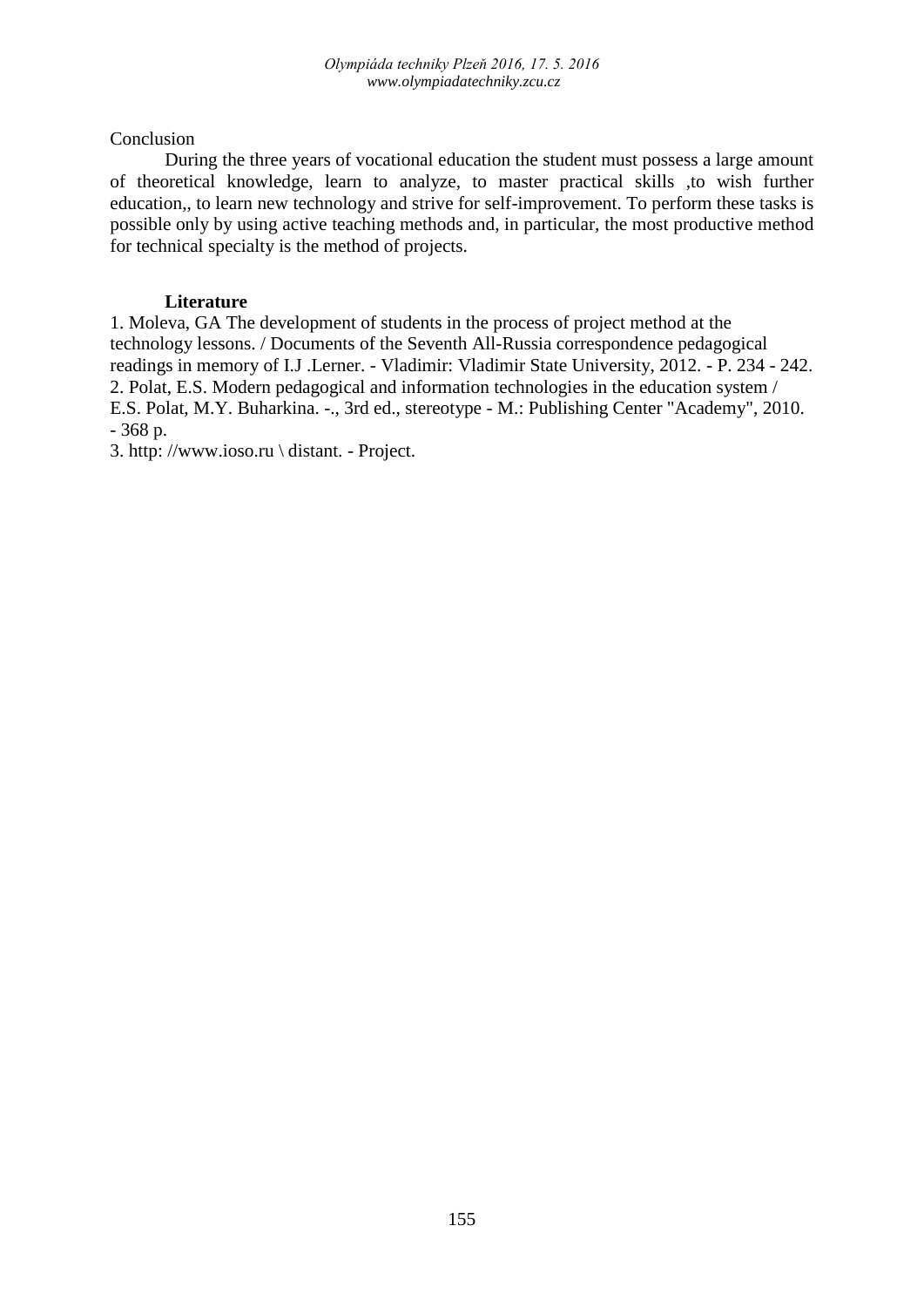Conclusion

During the three years of vocational education the student must possess a large amount of theoretical knowledge, learn to analyze, to master practical skills ,to wish further education,, to learn new technology and strive for self-improvement. To perform these tasks is possible only by using active teaching methods and, in particular, the most productive method for technical specialty is the method of projects.

**Literature**

1. Moleva, GA The development of students in the process of project method at the technology lessons. / Documents of the Seventh All-Russia correspondence pedagogical readings in memory of I.J .Lerner. - Vladimir: Vladimir State University, 2012. - P. 234 - 242.
2. Polat, E.S. Modern pedagogical and information technologies in the education system / E.S. Polat, M.Y. Buharkina. -., 3rd ed., stereotype - M.: Publishing Center "Academy", 2010. - 368 p.
3. http: //www.ioso.ru \ distant. - Project.